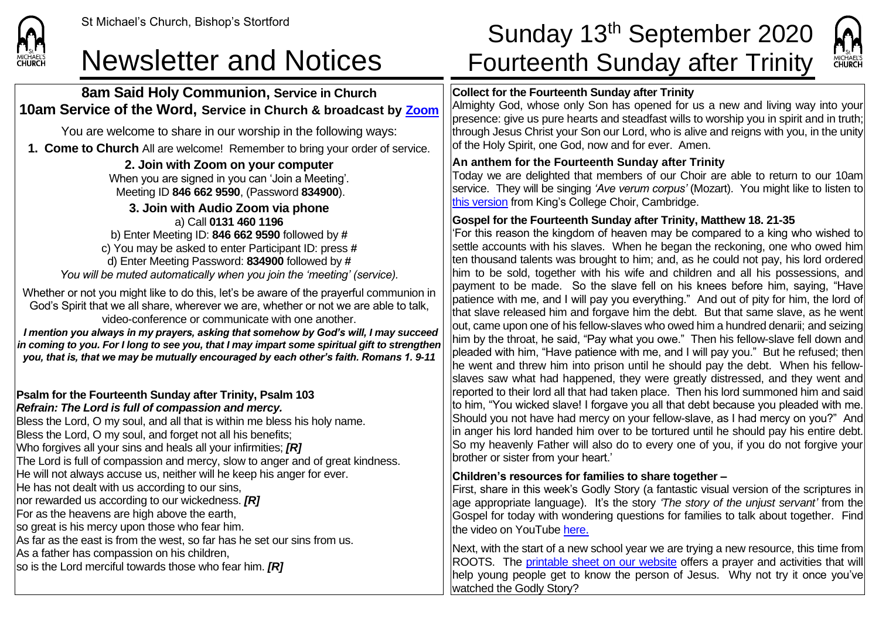St Michael's Church, Bishop's Stortford

# Newsletter and Notices

# Sunday 13th September 2020 Fourteenth Sunday after Trinity

## 8am Said Holy Communion, Service in Church
## 10am Service of the Word, Service in Church & broadcast by Zoom

You are welcome to share in our worship in the following ways:

**1. Come to Church** All are welcome! Remember to bring your order of service.

**2. Join with Zoom on your computer**
When you are signed in you can 'Join a Meeting'.
Meeting ID **846 662 9590**, (Password **834900**).

**3. Join with Audio Zoom via phone**
a) Call **0131 460 1196**
b) Enter Meeting ID: **846 662 9590** followed by **#**
c) You may be asked to enter Participant ID: press **#**
d) Enter Meeting Password: **834900** followed by **#**
*You will be muted automatically when you join the 'meeting' (service).*

Whether or not you might like to do this, let's be aware of the prayerful communion in God's Spirit that we all share, wherever we are, whether or not we are able to talk, video-conference or communicate with one another.

***I mention you always in my prayers, asking that somehow by God's will, I may succeed in coming to you. For I long to see you, that I may impart some spiritual gift to strengthen you, that is, that we may be mutually encouraged by each other's faith. Romans 1. 9-11***

**Psalm for the Fourteenth Sunday after Trinity, Psalm 103**
***Refrain: The Lord is full of compassion and mercy.***

Bless the Lord, O my soul, and all that is within me bless his holy name.
Bless the Lord, O my soul, and forget not all his benefits;
Who forgives all your sins and heals all your infirmities; ***[R]***
The Lord is full of compassion and mercy, slow to anger and of great kindness.
He will not always accuse us, neither will he keep his anger for ever.
He has not dealt with us according to our sins,
nor rewarded us according to our wickedness. ***[R]***
For as the heavens are high above the earth,
so great is his mercy upon those who fear him.
As far as the east is from the west, so far has he set our sins from us.
As a father has compassion on his children,
so is the Lord merciful towards those who fear him. ***[R]***

**Collect for the Fourteenth Sunday after Trinity**
Almighty God, whose only Son has opened for us a new and living way into your presence: give us pure hearts and steadfast wills to worship you in spirit and in truth; through Jesus Christ your Son our Lord, who is alive and reigns with you, in the unity of the Holy Spirit, one God, now and for ever. Amen.

**An anthem for the Fourteenth Sunday after Trinity**
Today we are delighted that members of our Choir are able to return to our 10am service. They will be singing *'Ave verum corpus'* (Mozart). You might like to listen to this version from King's College Choir, Cambridge.

**Gospel for the Fourteenth Sunday after Trinity, Matthew 18. 21-35**
'For this reason the kingdom of heaven may be compared to a king who wished to settle accounts with his slaves. When he began the reckoning, one who owed him ten thousand talents was brought to him; and, as he could not pay, his lord ordered him to be sold, together with his wife and children and all his possessions, and payment to be made. So the slave fell on his knees before him, saying, "Have patience with me, and I will pay you everything." And out of pity for him, the lord of that slave released him and forgave him the debt. But that same slave, as he went out, came upon one of his fellow-slaves who owed him a hundred denarii; and seizing him by the throat, he said, "Pay what you owe." Then his fellow-slave fell down and pleaded with him, "Have patience with me, and I will pay you." But he refused; then he went and threw him into prison until he should pay the debt. When his fellow-slaves saw what had happened, they were greatly distressed, and they went and reported to their lord all that had taken place. Then his lord summoned him and said to him, "You wicked slave! I forgave you all that debt because you pleaded with me. Should you not have had mercy on your fellow-slave, as I had mercy on you?" And in anger his lord handed him over to be tortured until he should pay his entire debt. So my heavenly Father will also do to every one of you, if you do not forgive your brother or sister from your heart.'

**Children's resources for families to share together –**
First, share in this week's Godly Story (a fantastic visual version of the scriptures in age appropriate language). It's the story *'The story of the unjust servant'* from the Gospel for today with wondering questions for families to talk about together. Find the video on YouTube here.

Next, with the start of a new school year we are trying a new resource, this time from ROOTS. The printable sheet on our website offers a prayer and activities that will help young people get to know the person of Jesus. Why not try it once you've watched the Godly Story?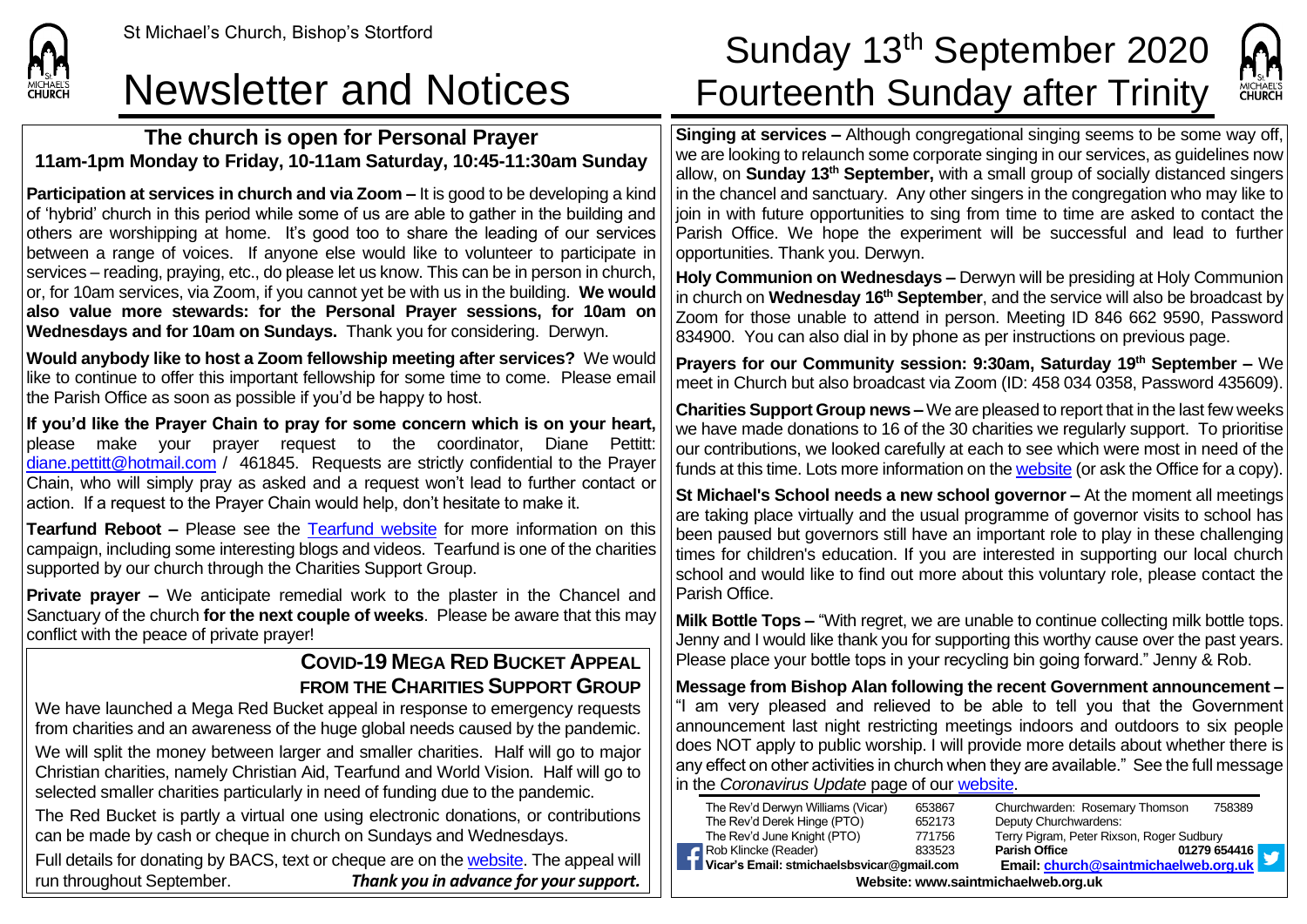St Michael's Church, Bishop's Stortford

# Newsletter and Notices

# Sunday 13th September 2020 Fourteenth Sunday after Trinity

## The church is open for Personal Prayer

**11am-1pm Monday to Friday, 10-11am Saturday, 10:45-11:30am Sunday**

**Participation at services in church and via Zoom –** It is good to be developing a kind of 'hybrid' church in this period while some of us are able to gather in the building and others are worshipping at home. It's good too to share the leading of our services between a range of voices. If anyone else would like to volunteer to participate in services – reading, praying, etc., do please let us know. This can be in person in church, or, for 10am services, via Zoom, if you cannot yet be with us in the building. **We would also value more stewards: for the Personal Prayer sessions, for 10am on Wednesdays and for 10am on Sundays.** Thank you for considering. Derwyn.

**Would anybody like to host a Zoom fellowship meeting after services?** We would like to continue to offer this important fellowship for some time to come. Please email the Parish Office as soon as possible if you'd be happy to host.

**If you'd like the Prayer Chain to pray for some concern which is on your heart,** please make your prayer request to the coordinator, Diane Pettitt: diane.pettitt@hotmail.com / 461845. Requests are strictly confidential to the Prayer Chain, who will simply pray as asked and a request won't lead to further contact or action. If a request to the Prayer Chain would help, don't hesitate to make it.

**Tearfund Reboot –** Please see the Tearfund website for more information on this campaign, including some interesting blogs and videos. Tearfund is one of the charities supported by our church through the Charities Support Group.

**Private prayer –** We anticipate remedial work to the plaster in the Chancel and Sanctuary of the church **for the next couple of weeks**. Please be aware that this may conflict with the peace of private prayer!

### COVID-19 MEGA RED BUCKET APPEAL FROM THE CHARITIES SUPPORT GROUP

We have launched a Mega Red Bucket appeal in response to emergency requests from charities and an awareness of the huge global needs caused by the pandemic.

We will split the money between larger and smaller charities. Half will go to major Christian charities, namely Christian Aid, Tearfund and World Vision. Half will go to selected smaller charities particularly in need of funding due to the pandemic.

The Red Bucket is partly a virtual one using electronic donations, or contributions can be made by cash or cheque in church on Sundays and Wednesdays.

Full details for donating by BACS, text or cheque are on the website. The appeal will run throughout September. ***Thank you in advance for your support.***

**Singing at services –** Although congregational singing seems to be some way off, we are looking to relaunch some corporate singing in our services, as guidelines now allow, on **Sunday 13th September,** with a small group of socially distanced singers in the chancel and sanctuary. Any other singers in the congregation who may like to join in with future opportunities to sing from time to time are asked to contact the Parish Office. We hope the experiment will be successful and lead to further opportunities. Thank you. Derwyn.

**Holy Communion on Wednesdays –** Derwyn will be presiding at Holy Communion in church on **Wednesday 16th September**, and the service will also be broadcast by Zoom for those unable to attend in person. Meeting ID 846 662 9590, Password 834900. You can also dial in by phone as per instructions on previous page.

**Prayers for our Community session: 9:30am, Saturday 19th September –** We meet in Church but also broadcast via Zoom (ID: 458 034 0358, Password 435609).

**Charities Support Group news –** We are pleased to report that in the last few weeks we have made donations to 16 of the 30 charities we regularly support. To prioritise our contributions, we looked carefully at each to see which were most in need of the funds at this time. Lots more information on the website (or ask the Office for a copy).

**St Michael's School needs a new school governor –** At the moment all meetings are taking place virtually and the usual programme of governor visits to school has been paused but governors still have an important role to play in these challenging times for children's education. If you are interested in supporting our local church school and would like to find out more about this voluntary role, please contact the Parish Office.

**Milk Bottle Tops –** "With regret, we are unable to continue collecting milk bottle tops. Jenny and I would like thank you for supporting this worthy cause over the past years. Please place your bottle tops in your recycling bin going forward." Jenny & Rob.

**Message from Bishop Alan following the recent Government announcement –** "I am very pleased and relieved to be able to tell you that the Government announcement last night restricting meetings indoors and outdoors to six people does NOT apply to public worship. I will provide more details about whether there is any effect on other activities in church when they are available." See the full message in the *Coronavirus Update* page of our website.

| | | | |
|---|---|---|---|
| The Rev'd Derwyn Williams (Vicar) | 653867 | Churchwarden: Rosemary Thomson | 758389 |
| The Rev'd Derek Hinge (PTO) | 652173 | Deputy Churchwardens: | |
| The Rev'd June Knight (PTO) | 771756 | Terry Pigram, Peter Rixson, Roger Sudbury | |
| Rob Klincke (Reader) | 833523 | **Parish Office** | **01279 654416** |
| **Vicar's Email: stmichaelsbsvicar@gmail.com** | | **Email: church@saintmichaelweb.org.uk** | |

**Website: www.saintmichaelweb.org.uk**